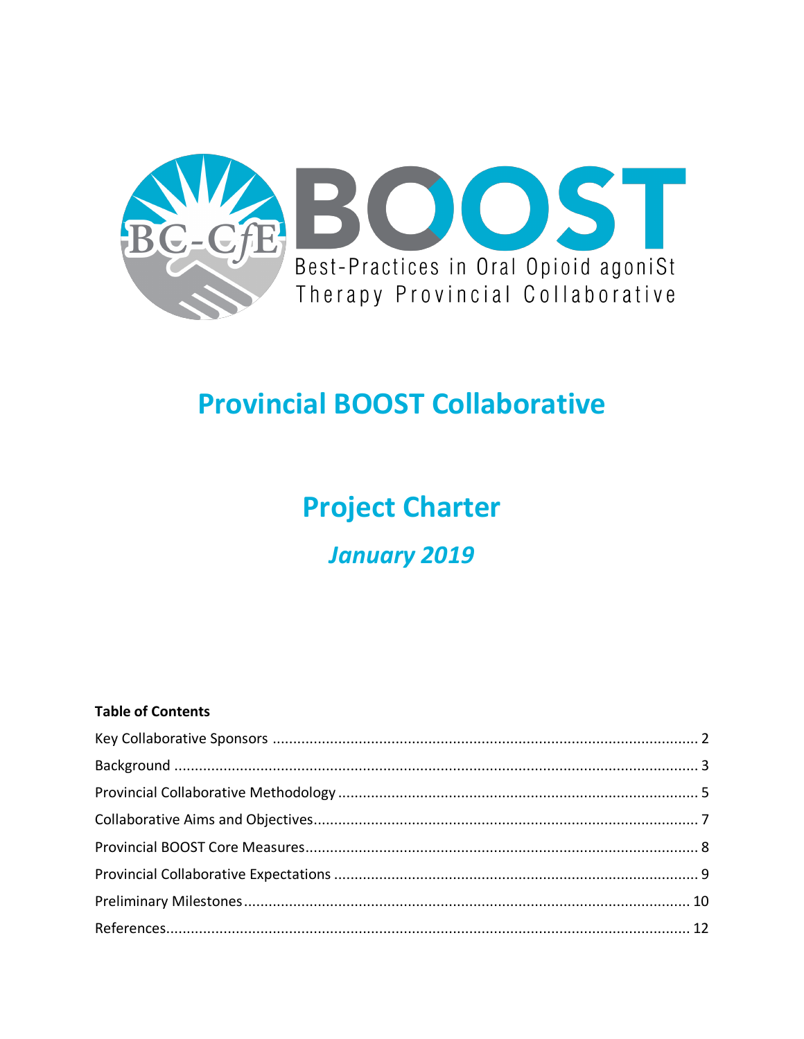BC-CfE BOOST

Best-Practices in Oral Opioid agoniSt Therapy Provincial Collaborative

# Provincial BOOST Collaborative

# Project Charter

## *January 2019*

**Table of Contents**

Key Collaborative Sponsors ..... 2
Background ..... 3
Provincial Collaborative Methodology ..... 5
Collaborative Aims and Objectives ..... 7
Provincial BOOST Core Measures ..... 8
Provincial Collaborative Expectations ..... 9
Preliminary Milestones ..... 10
References ..... 12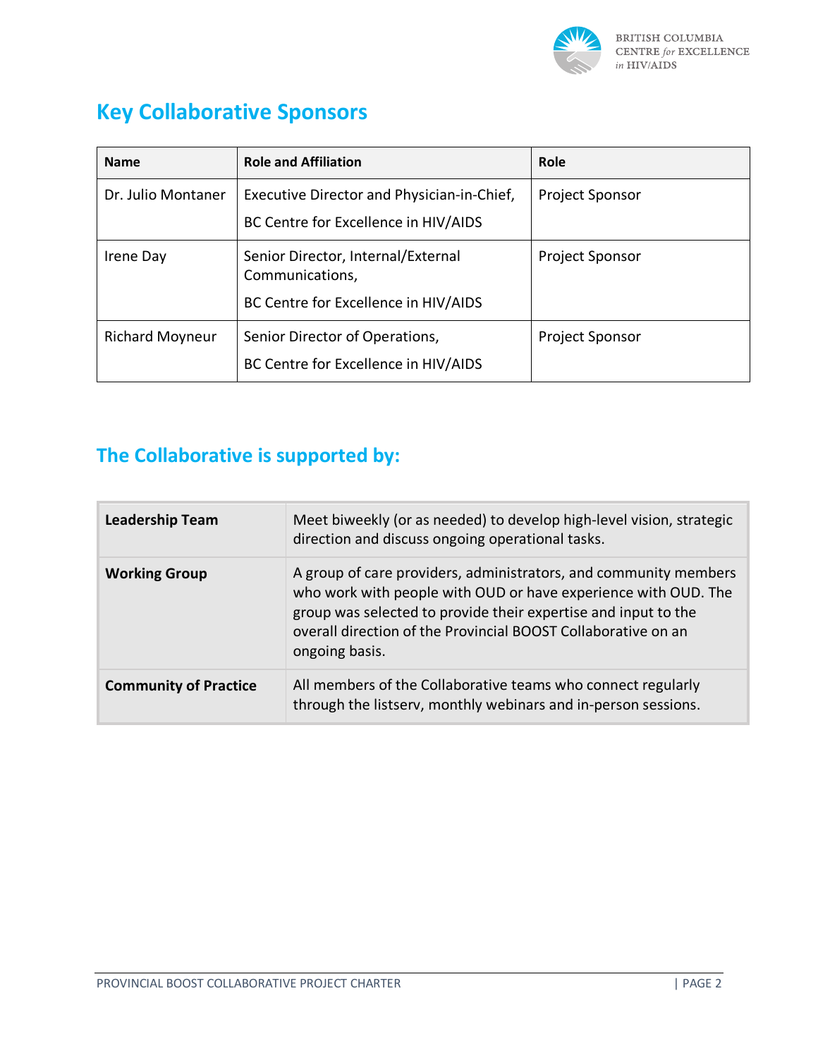## Key Collaborative Sponsors

| Name | Role and Affiliation | Role |
|---|---|---|
| Dr. Julio Montaner | Executive Director and Physician-in-Chief, BC Centre for Excellence in HIV/AIDS | Project Sponsor |
| Irene Day | Senior Director, Internal/External Communications, BC Centre for Excellence in HIV/AIDS | Project Sponsor |
| Richard Moyneur | Senior Director of Operations, BC Centre for Excellence in HIV/AIDS | Project Sponsor |

## The Collaborative is supported by:

| | |
|---|---|
| **Leadership Team** | Meet biweekly (or as needed) to develop high-level vision, strategic direction and discuss ongoing operational tasks. |
| **Working Group** | A group of care providers, administrators, and community members who work with people with OUD or have experience with OUD. The group was selected to provide their expertise and input to the overall direction of the Provincial BOOST Collaborative on an ongoing basis. |
| **Community of Practice** | All members of the Collaborative teams who connect regularly through the listserv, monthly webinars and in-person sessions. |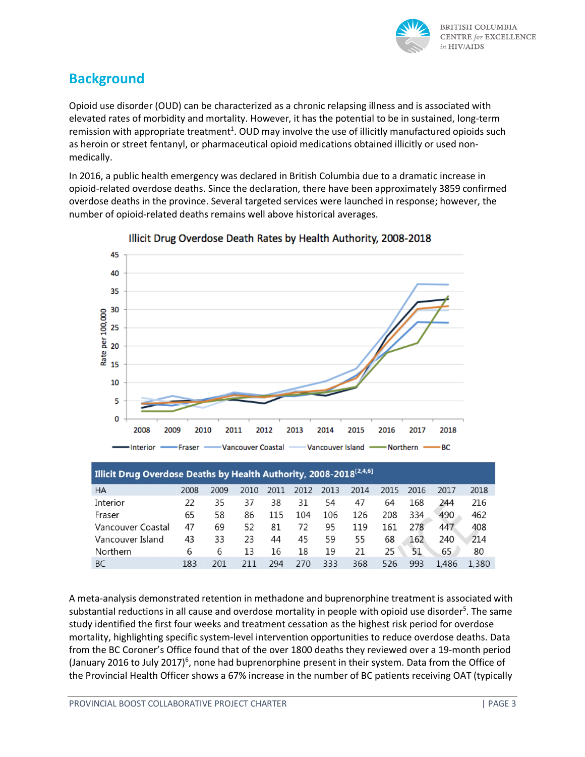## Background

Opioid use disorder (OUD) can be characterized as a chronic relapsing illness and is associated with elevated rates of morbidity and mortality. However, it has the potential to be in sustained, long-term remission with appropriate treatment[1]. OUD may involve the use of illicitly manufactured opioids such as heroin or street fentanyl, or pharmaceutical opioid medications obtained illicitly or used non-medically.

In 2016, a public health emergency was declared in British Columbia due to a dramatic increase in opioid-related overdose deaths. Since the declaration, there have been approximately 3859 confirmed overdose deaths in the province. Several targeted services were launched in response; however, the number of opioid-related deaths remains well above historical averages.

Illicit Drug Overdose Death Rates by Health Authority, 2008-2018

**Illicit Drug Overdose Deaths by Health Authority, 2008-2018[2,4,6]**

| HA | 2008 | 2009 | 2010 | 2011 | 2012 | 2013 | 2014 | 2015 | 2016 | 2017 | 2018 |
|---|---|---|---|---|---|---|---|---|---|---|---|
| Interior | 22 | 35 | 37 | 38 | 31 | 54 | 47 | 64 | 168 | 244 | 216 |
| Fraser | 65 | 58 | 86 | 115 | 104 | 106 | 126 | 208 | 334 | 490 | 462 |
| Vancouver Coastal | 47 | 69 | 52 | 81 | 72 | 95 | 119 | 161 | 278 | 447 | 408 |
| Vancouver Island | 43 | 33 | 23 | 44 | 45 | 59 | 55 | 68 | 162 | 240 | 214 |
| Northern | 6 | 6 | 13 | 16 | 18 | 19 | 21 | 25 | 51 | 65 | 80 |
| BC | 183 | 201 | 211 | 294 | 270 | 333 | 368 | 526 | 993 | 1,486 | 1,380 |

A meta-analysis demonstrated retention in methadone and buprenorphine treatment is associated with substantial reductions in all cause and overdose mortality in people with opioid use disorder[5]. The same study identified the first four weeks and treatment cessation as the highest risk period for overdose mortality, highlighting specific system-level intervention opportunities to reduce overdose deaths. Data from the BC Coroner's Office found that of the over 1800 deaths they reviewed over a 19-month period (January 2016 to July 2017)[6], none had buprenorphine present in their system. Data from the Office of the Provincial Health Officer shows a 67% increase in the number of BC patients receiving OAT (typically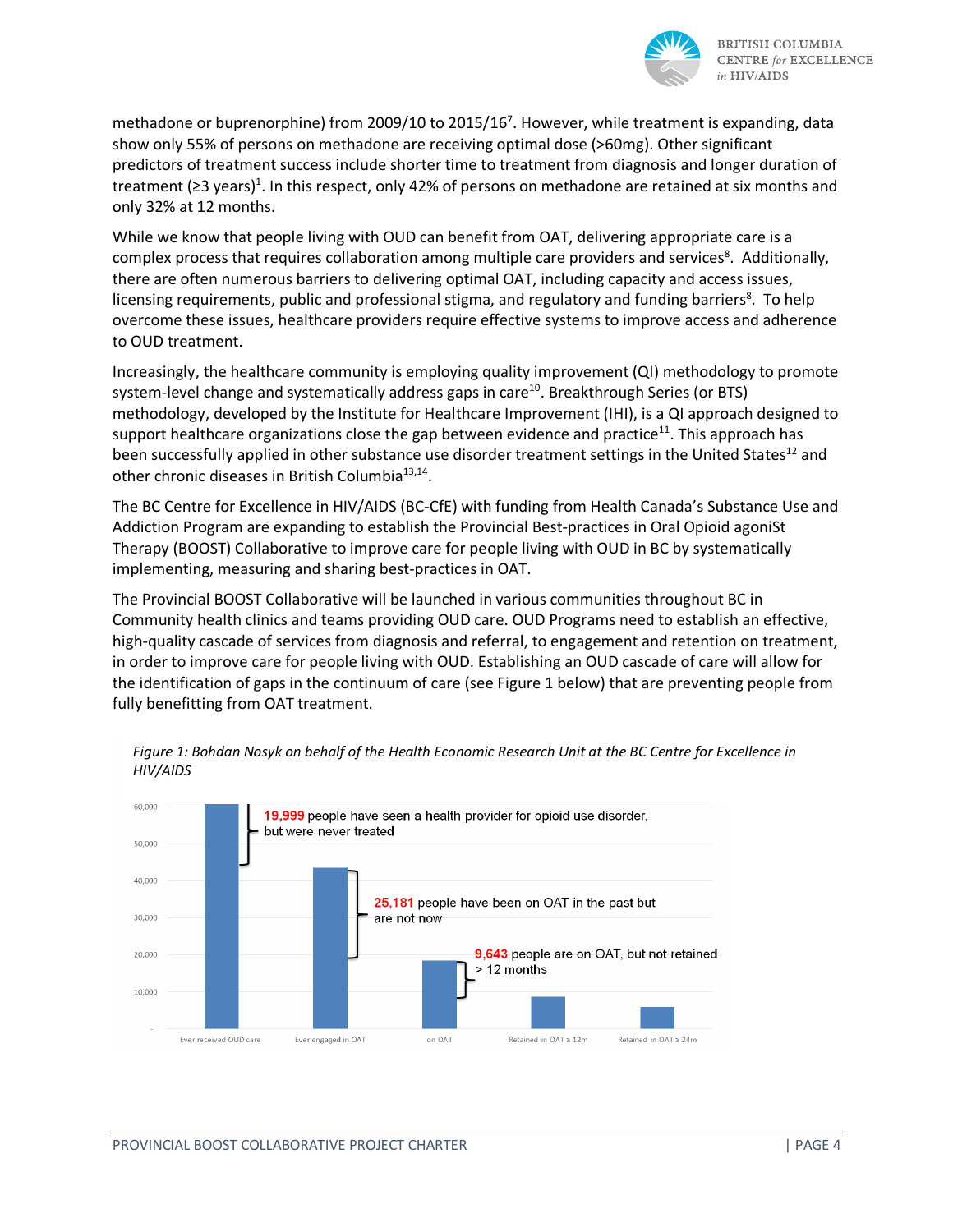methadone or buprenorphine) from 2009/10 to 2015/16[7]. However, while treatment is expanding, data show only 55% of persons on methadone are receiving optimal dose (>60mg). Other significant predictors of treatment success include shorter time to treatment from diagnosis and longer duration of treatment (≥3 years)[1]. In this respect, only 42% of persons on methadone are retained at six months and only 32% at 12 months.

While we know that people living with OUD can benefit from OAT, delivering appropriate care is a complex process that requires collaboration among multiple care providers and services[8]. Additionally, there are often numerous barriers to delivering optimal OAT, including capacity and access issues, licensing requirements, public and professional stigma, and regulatory and funding barriers[8]. To help overcome these issues, healthcare providers require effective systems to improve access and adherence to OUD treatment.

Increasingly, the healthcare community is employing quality improvement (QI) methodology to promote system-level change and systematically address gaps in care[10]. Breakthrough Series (or BTS) methodology, developed by the Institute for Healthcare Improvement (IHI), is a QI approach designed to support healthcare organizations close the gap between evidence and practice[11]. This approach has been successfully applied in other substance use disorder treatment settings in the United States[12] and other chronic diseases in British Columbia[13,14].

The BC Centre for Excellence in HIV/AIDS (BC-CfE) with funding from Health Canada's Substance Use and Addiction Program are expanding to establish the Provincial Best-practices in Oral Opioid agoniSt Therapy (BOOST) Collaborative to improve care for people living with OUD in BC by systematically implementing, measuring and sharing best-practices in OAT.

The Provincial BOOST Collaborative will be launched in various communities throughout BC in Community health clinics and teams providing OUD care. OUD Programs need to establish an effective, high-quality cascade of services from diagnosis and referral, to engagement and retention on treatment, in order to improve care for people living with OUD. Establishing an OUD cascade of care will allow for the identification of gaps in the continuum of care (see Figure 1 below) that are preventing people from fully benefitting from OAT treatment.

*Figure 1: Bohdan Nosyk on behalf of the Health Economic Research Unit at the BC Centre for Excellence in HIV/AIDS*

| Stage | Annotation |
|---|---|
| Ever received OUD care | **19,999** people have seen a health provider for opioid use disorder, but were never treated |
| Ever engaged in OAT | **25,181** people have been on OAT in the past but are not now |
| on OAT | **9,643** people are on OAT, but not retained > 12 months |
| Retained in OAT ≥ 12m | |
| Retained in OAT ≥ 24m | |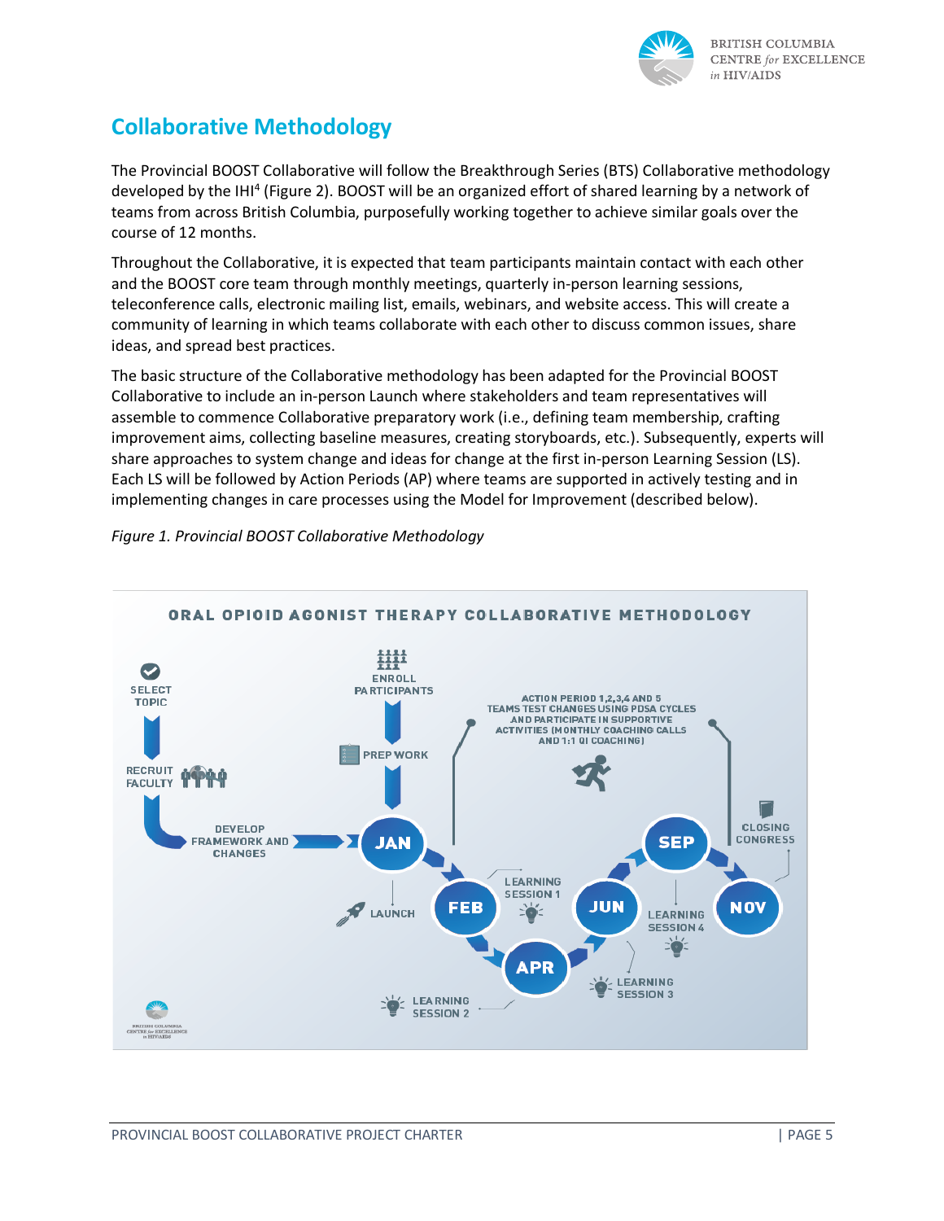## Collaborative Methodology

The Provincial BOOST Collaborative will follow the Breakthrough Series (BTS) Collaborative methodology developed by the IHI[4] (Figure 2). BOOST will be an organized effort of shared learning by a network of teams from across British Columbia, purposefully working together to achieve similar goals over the course of 12 months.

Throughout the Collaborative, it is expected that team participants maintain contact with each other and the BOOST core team through monthly meetings, quarterly in-person learning sessions, teleconference calls, electronic mailing list, emails, webinars, and website access. This will create a community of learning in which teams collaborate with each other to discuss common issues, share ideas, and spread best practices.

The basic structure of the Collaborative methodology has been adapted for the Provincial BOOST Collaborative to include an in-person Launch where stakeholders and team representatives will assemble to commence Collaborative preparatory work (i.e., defining team membership, crafting improvement aims, collecting baseline measures, creating storyboards, etc.). Subsequently, experts will share approaches to system change and ideas for change at the first in-person Learning Session (LS). Each LS will be followed by Action Periods (AP) where teams are supported in actively testing and in implementing changes in care processes using the Model for Improvement (described below).

*Figure 1. Provincial BOOST Collaborative Methodology*

ORAL OPIOID AGONIST THERAPY COLLABORATIVE METHODOLOGY

SELECT TOPIC → RECRUIT FACULTY → DEVELOP FRAMEWORK AND CHANGES → JAN

ENROLL PARTICIPANTS → PREP WORK → JAN

JAN: LAUNCH → FEB: LEARNING SESSION 1 → APR: LEARNING SESSION 2 → JUN: LEARNING SESSION 3 → SEP: LEARNING SESSION 4 → NOV: CLOSING CONGRESS

ACTION PERIOD 1,2,3,4 AND 5
TEAMS TEST CHANGES USING PDSA CYCLES AND PARTICIPATE IN SUPPORTIVE ACTIVITIES (MONTHLY COACHING CALLS AND 1:1 QI COACHING)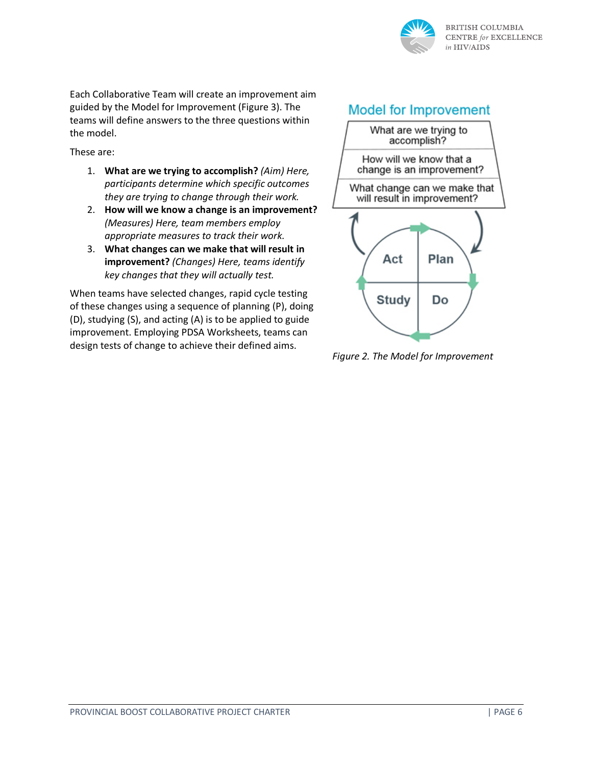Each Collaborative Team will create an improvement aim guided by the Model for Improvement (Figure 3). The teams will define answers to the three questions within the model.

These are:

1. **What are we trying to accomplish?** *(Aim) Here, participants determine which specific outcomes they are trying to change through their work.*
2. **How will we know a change is an improvement?** *(Measures) Here, team members employ appropriate measures to track their work.*
3. **What changes can we make that will result in improvement?** *(Changes) Here, teams identify key changes that they will actually test.*

When teams have selected changes, rapid cycle testing of these changes using a sequence of planning (P), doing (D), studying (S), and acting (A) is to be applied to guide improvement. Employing PDSA Worksheets, teams can design tests of change to achieve their defined aims.

**Model for Improvement**

What are we trying to accomplish?

How will we know that a change is an improvement?

What change can we make that will result in improvement?

Act | Plan | Study | Do

*Figure 2. The Model for Improvement*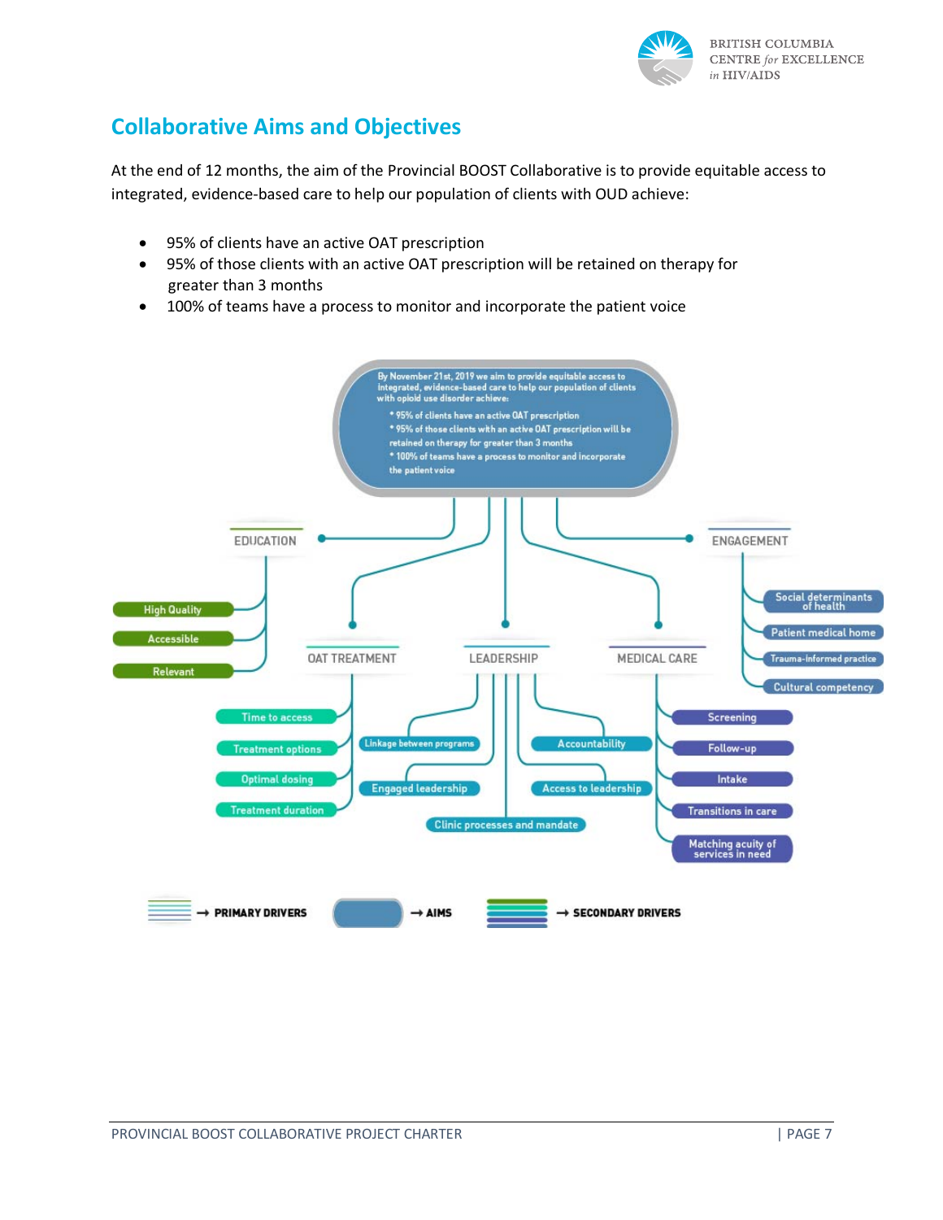## Collaborative Aims and Objectives

At the end of 12 months, the aim of the Provincial BOOST Collaborative is to provide equitable access to integrated, evidence-based care to help our population of clients with OUD achieve:

- 95% of clients have an active OAT prescription
- 95% of those clients with an active OAT prescription will be retained on therapy for greater than 3 months
- 100% of teams have a process to monitor and incorporate the patient voice

By November 21st, 2019 we aim to provide equitable access to integrated, evidence-based care to help our population of clients with opioid use disorder achieve:

- 95% of clients have an active OAT prescription
- 95% of those clients with an active OAT prescription will be retained on therapy for greater than 3 months
- 100% of teams have a process to monitor and incorporate the patient voice

**EDUCATION**
- High Quality
- Accessible
- Relevant

**OAT TREATMENT**
- Time to access
- Treatment options
- Optimal dosing
- Treatment duration

**LEADERSHIP**
- Linkage between programs
- Engaged leadership
- Accountability
- Access to leadership
- Clinic processes and mandate

**MEDICAL CARE**
- Screening
- Follow-up
- Intake
- Transitions in care
- Matching acuity of services in need

**ENGAGEMENT**
- Social determinants of health
- Patient medical home
- Trauma-informed practice
- Cultural competency

→ PRIMARY DRIVERS → AIMS → SECONDARY DRIVERS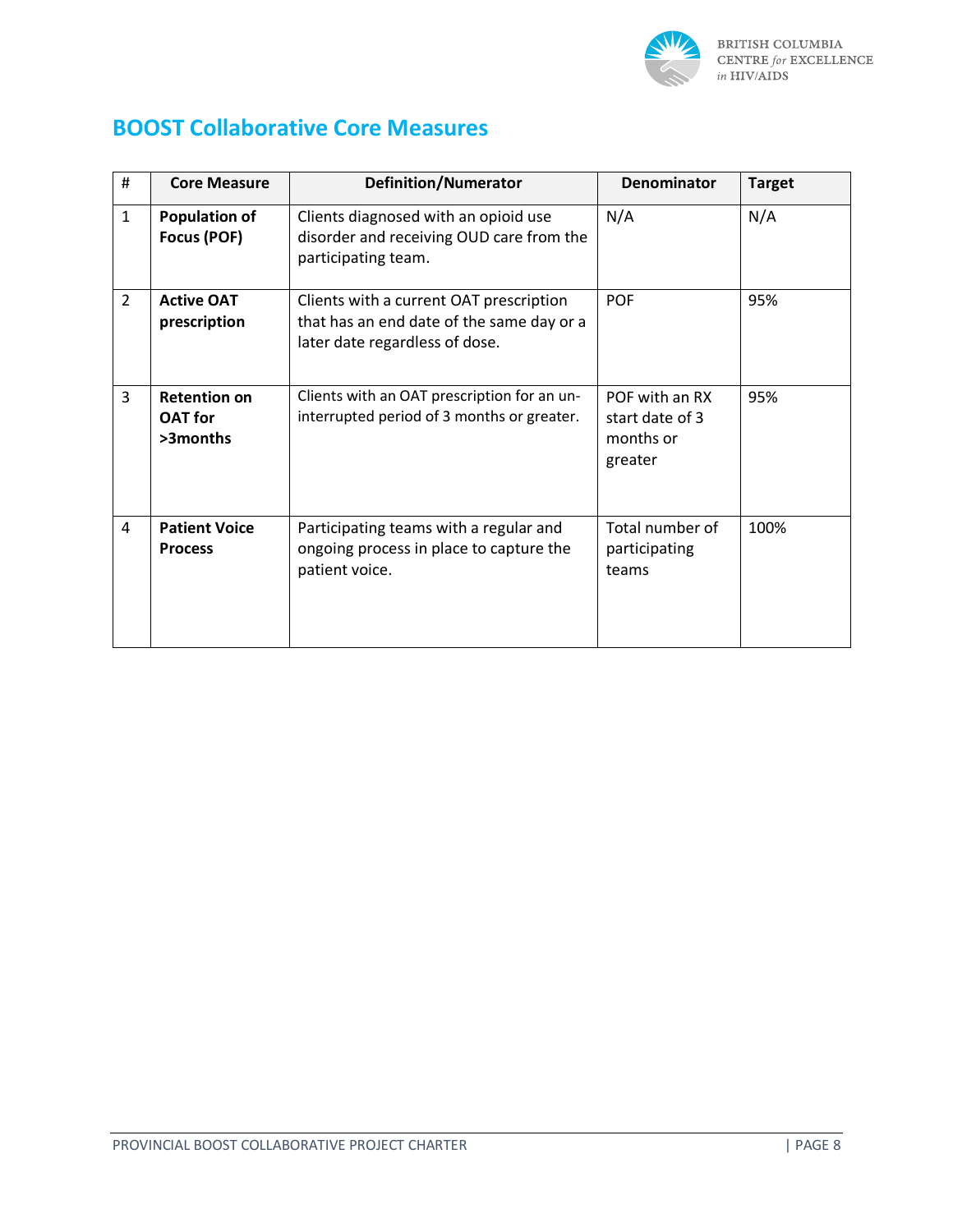## BOOST Collaborative Core Measures

| # | Core Measure | Definition/Numerator | Denominator | Target |
|---|---|---|---|---|
| 1 | **Population of Focus (POF)** | Clients diagnosed with an opioid use disorder and receiving OUD care from the participating team. | N/A | N/A |
| 2 | **Active OAT prescription** | Clients with a current OAT prescription that has an end date of the same day or a later date regardless of dose. | POF | 95% |
| 3 | **Retention on OAT for >3months** | Clients with an OAT prescription for an un-interrupted period of 3 months or greater. | POF with an RX start date of 3 months or greater | 95% |
| 4 | **Patient Voice Process** | Participating teams with a regular and ongoing process in place to capture the patient voice. | Total number of participating teams | 100% |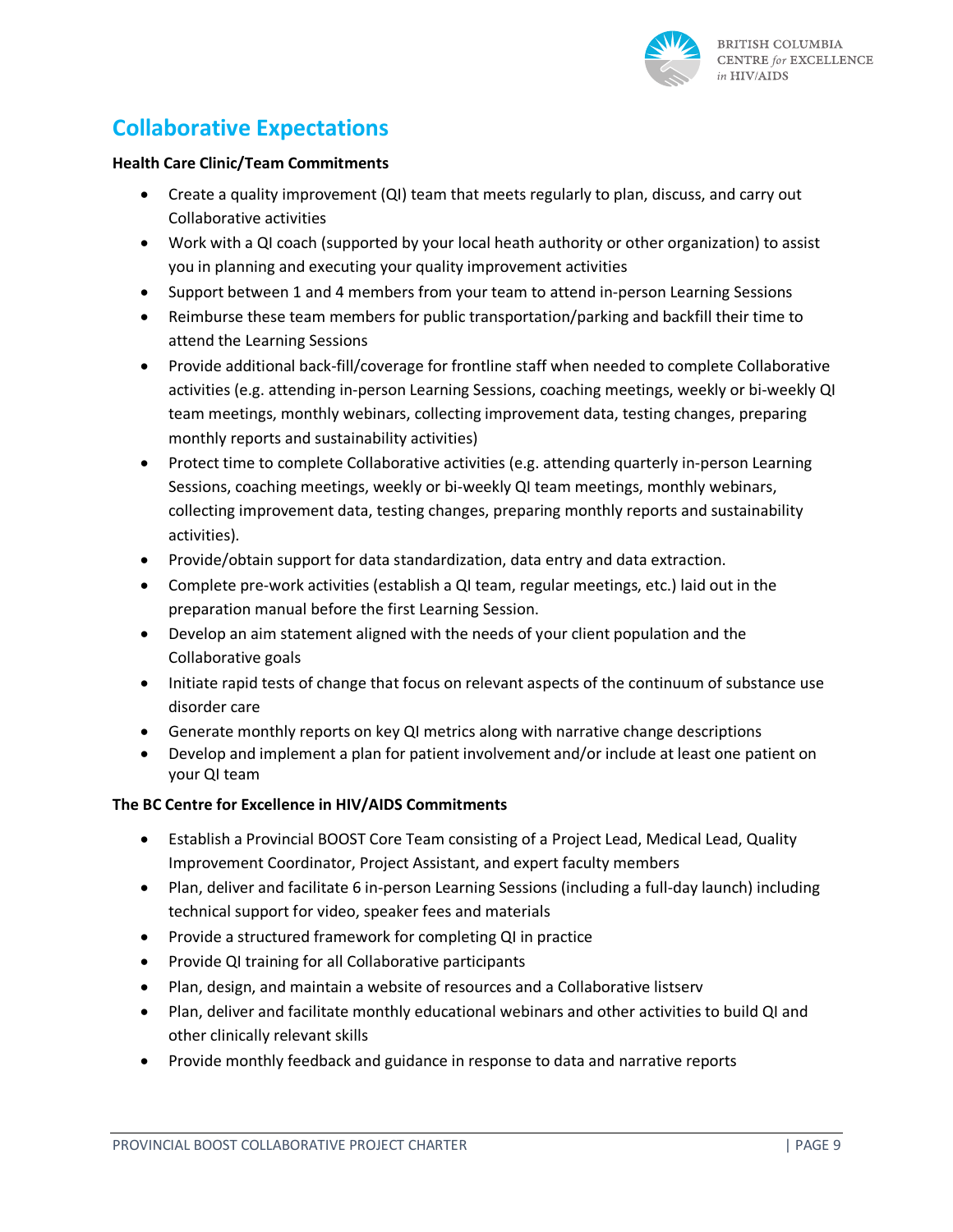## Collaborative Expectations

**Health Care Clinic/Team Commitments**

- Create a quality improvement (QI) team that meets regularly to plan, discuss, and carry out Collaborative activities
- Work with a QI coach (supported by your local heath authority or other organization) to assist you in planning and executing your quality improvement activities
- Support between 1 and 4 members from your team to attend in-person Learning Sessions
- Reimburse these team members for public transportation/parking and backfill their time to attend the Learning Sessions
- Provide additional back-fill/coverage for frontline staff when needed to complete Collaborative activities (e.g. attending in-person Learning Sessions, coaching meetings, weekly or bi-weekly QI team meetings, monthly webinars, collecting improvement data, testing changes, preparing monthly reports and sustainability activities)
- Protect time to complete Collaborative activities (e.g. attending quarterly in-person Learning Sessions, coaching meetings, weekly or bi-weekly QI team meetings, monthly webinars, collecting improvement data, testing changes, preparing monthly reports and sustainability activities).
- Provide/obtain support for data standardization, data entry and data extraction.
- Complete pre-work activities (establish a QI team, regular meetings, etc.) laid out in the preparation manual before the first Learning Session.
- Develop an aim statement aligned with the needs of your client population and the Collaborative goals
- Initiate rapid tests of change that focus on relevant aspects of the continuum of substance use disorder care
- Generate monthly reports on key QI metrics along with narrative change descriptions
- Develop and implement a plan for patient involvement and/or include at least one patient on your QI team

**The BC Centre for Excellence in HIV/AIDS Commitments**

- Establish a Provincial BOOST Core Team consisting of a Project Lead, Medical Lead, Quality Improvement Coordinator, Project Assistant, and expert faculty members
- Plan, deliver and facilitate 6 in-person Learning Sessions (including a full-day launch) including technical support for video, speaker fees and materials
- Provide a structured framework for completing QI in practice
- Provide QI training for all Collaborative participants
- Plan, design, and maintain a website of resources and a Collaborative listserv
- Plan, deliver and facilitate monthly educational webinars and other activities to build QI and other clinically relevant skills
- Provide monthly feedback and guidance in response to data and narrative reports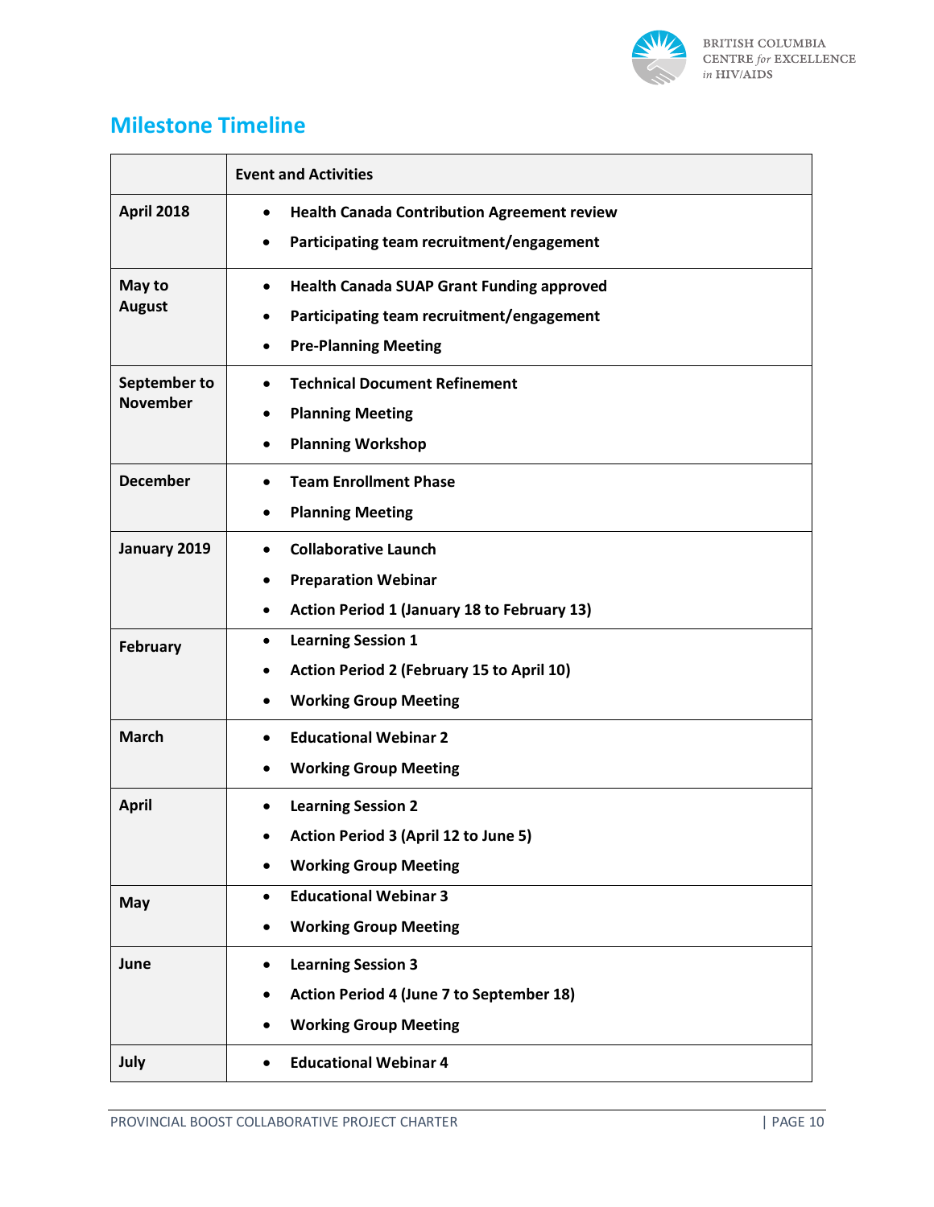## Milestone Timeline

| | Event and Activities |
|---|---|
| **April 2018** | • Health Canada Contribution Agreement review<br>• Participating team recruitment/engagement |
| **May to August** | • Health Canada SUAP Grant Funding approved<br>• Participating team recruitment/engagement<br>• Pre-Planning Meeting |
| **September to November** | • Technical Document Refinement<br>• Planning Meeting<br>• Planning Workshop |
| **December** | • Team Enrollment Phase<br>• Planning Meeting |
| **January 2019** | • Collaborative Launch<br>• Preparation Webinar<br>• Action Period 1 (January 18 to February 13) |
| **February** | • Learning Session 1<br>• Action Period 2 (February 15 to April 10)<br>• Working Group Meeting |
| **March** | • Educational Webinar 2<br>• Working Group Meeting |
| **April** | • Learning Session 2<br>• Action Period 3 (April 12 to June 5)<br>• Working Group Meeting |
| **May** | • Educational Webinar 3<br>• Working Group Meeting |
| **June** | • Learning Session 3<br>• Action Period 4 (June 7 to September 18)<br>• Working Group Meeting |
| **July** | • Educational Webinar 4 |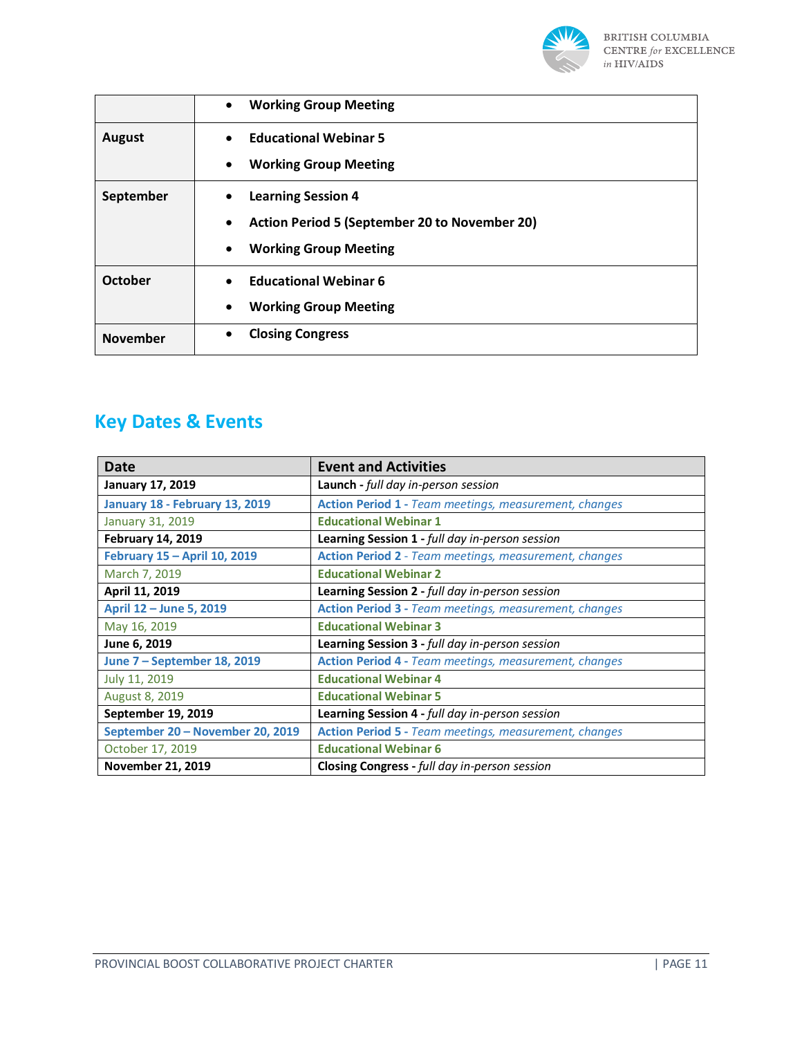| | |
|---|---|
| | • **Working Group Meeting** |
| **August** | • **Educational Webinar 5**<br>• **Working Group Meeting** |
| **September** | • **Learning Session 4**<br>• **Action Period 5 (September 20 to November 20)**<br>• **Working Group Meeting** |
| **October** | • **Educational Webinar 6**<br>• **Working Group Meeting** |
| **November** | • **Closing Congress** |

## Key Dates & Events

| Date | Event and Activities |
|---|---|
| **January 17, 2019** | **Launch -** *full day in-person session* |
| **January 18 - February 13, 2019** | **Action Period 1 -** *Team meetings, measurement, changes* |
| January 31, 2019 | **Educational Webinar 1** |
| **February 14, 2019** | **Learning Session 1 -** *full day in-person session* |
| **February 15 – April 10, 2019** | **Action Period 2 -** *Team meetings, measurement, changes* |
| March 7, 2019 | **Educational Webinar 2** |
| **April 11, 2019** | **Learning Session 2 -** *full day in-person session* |
| **April 12 – June 5, 2019** | **Action Period 3 -** *Team meetings, measurement, changes* |
| May 16, 2019 | **Educational Webinar 3** |
| **June 6, 2019** | **Learning Session 3 -** *full day in-person session* |
| **June 7 – September 18, 2019** | **Action Period 4 -** *Team meetings, measurement, changes* |
| July 11, 2019 | **Educational Webinar 4** |
| August 8, 2019 | **Educational Webinar 5** |
| **September 19, 2019** | **Learning Session 4 -** *full day in-person session* |
| **September 20 – November 20, 2019** | **Action Period 5 -** *Team meetings, measurement, changes* |
| October 17, 2019 | **Educational Webinar 6** |
| **November 21, 2019** | **Closing Congress -** *full day in-person session* |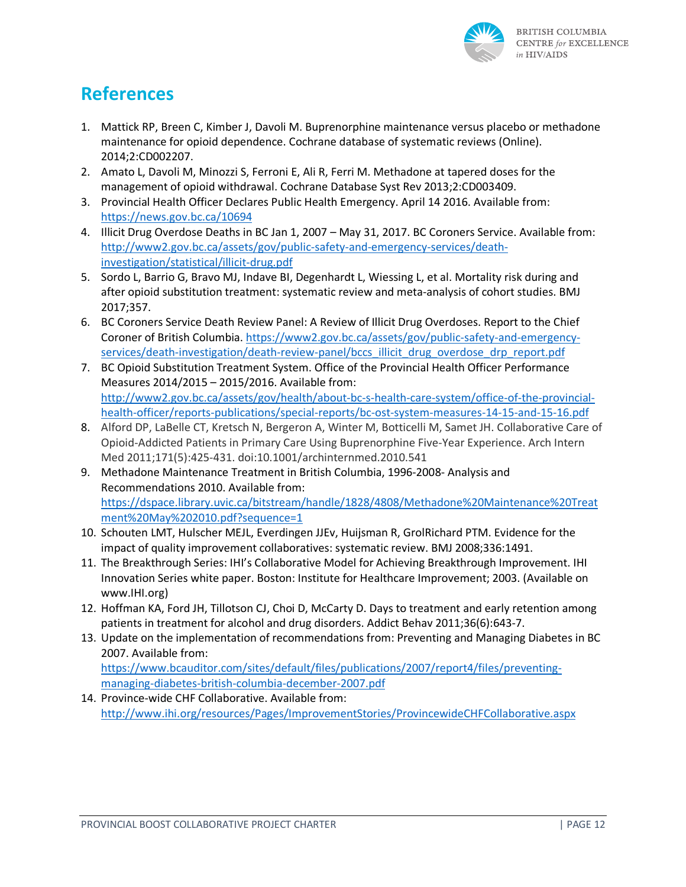# References

1. Mattick RP, Breen C, Kimber J, Davoli M. Buprenorphine maintenance versus placebo or methadone maintenance for opioid dependence. Cochrane database of systematic reviews (Online). 2014;2:CD002207.
2. Amato L, Davoli M, Minozzi S, Ferroni E, Ali R, Ferri M. Methadone at tapered doses for the management of opioid withdrawal. Cochrane Database Syst Rev 2013;2:CD003409.
3. Provincial Health Officer Declares Public Health Emergency. April 14 2016. Available from: https://news.gov.bc.ca/10694
4. Illicit Drug Overdose Deaths in BC Jan 1, 2007 – May 31, 2017. BC Coroners Service. Available from: http://www2.gov.bc.ca/assets/gov/public-safety-and-emergency-services/death-investigation/statistical/illicit-drug.pdf
5. Sordo L, Barrio G, Bravo MJ, Indave BI, Degenhardt L, Wiessing L, et al. Mortality risk during and after opioid substitution treatment: systematic review and meta-analysis of cohort studies. BMJ 2017;357.
6. BC Coroners Service Death Review Panel: A Review of Illicit Drug Overdoses. Report to the Chief Coroner of British Columbia. https://www2.gov.bc.ca/assets/gov/public-safety-and-emergency-services/death-investigation/death-review-panel/bccs_illicit_drug_overdose_drp_report.pdf
7. BC Opioid Substitution Treatment System. Office of the Provincial Health Officer Performance Measures 2014/2015 – 2015/2016. Available from: http://www2.gov.bc.ca/assets/gov/health/about-bc-s-health-care-system/office-of-the-provincial-health-officer/reports-publications/special-reports/bc-ost-system-measures-14-15-and-15-16.pdf
8. Alford DP, LaBelle CT, Kretsch N, Bergeron A, Winter M, Botticelli M, Samet JH. Collaborative Care of Opioid-Addicted Patients in Primary Care Using Buprenorphine Five-Year Experience. Arch Intern Med 2011;171(5):425-431. doi:10.1001/archinternmed.2010.541
9. Methadone Maintenance Treatment in British Columbia, 1996-2008- Analysis and Recommendations 2010. Available from: https://dspace.library.uvic.ca/bitstream/handle/1828/4808/Methadone%20Maintenance%20Treatment%20May%202010.pdf?sequence=1
10. Schouten LMT, Hulscher MEJL, Everdingen JJEv, Huijsman R, GrolRichard PTM. Evidence for the impact of quality improvement collaboratives: systematic review. BMJ 2008;336:1491.
11. The Breakthrough Series: IHI's Collaborative Model for Achieving Breakthrough Improvement. IHI Innovation Series white paper. Boston: Institute for Healthcare Improvement; 2003. (Available on www.IHI.org)
12. Hoffman KA, Ford JH, Tillotson CJ, Choi D, McCarty D. Days to treatment and early retention among patients in treatment for alcohol and drug disorders. Addict Behav 2011;36(6):643-7.
13. Update on the implementation of recommendations from: Preventing and Managing Diabetes in BC 2007. Available from: https://www.bcauditor.com/sites/default/files/publications/2007/report4/files/preventing-managing-diabetes-british-columbia-december-2007.pdf
14. Province-wide CHF Collaborative. Available from: http://www.ihi.org/resources/Pages/ImprovementStories/ProvincewideCHFCollaborative.aspx